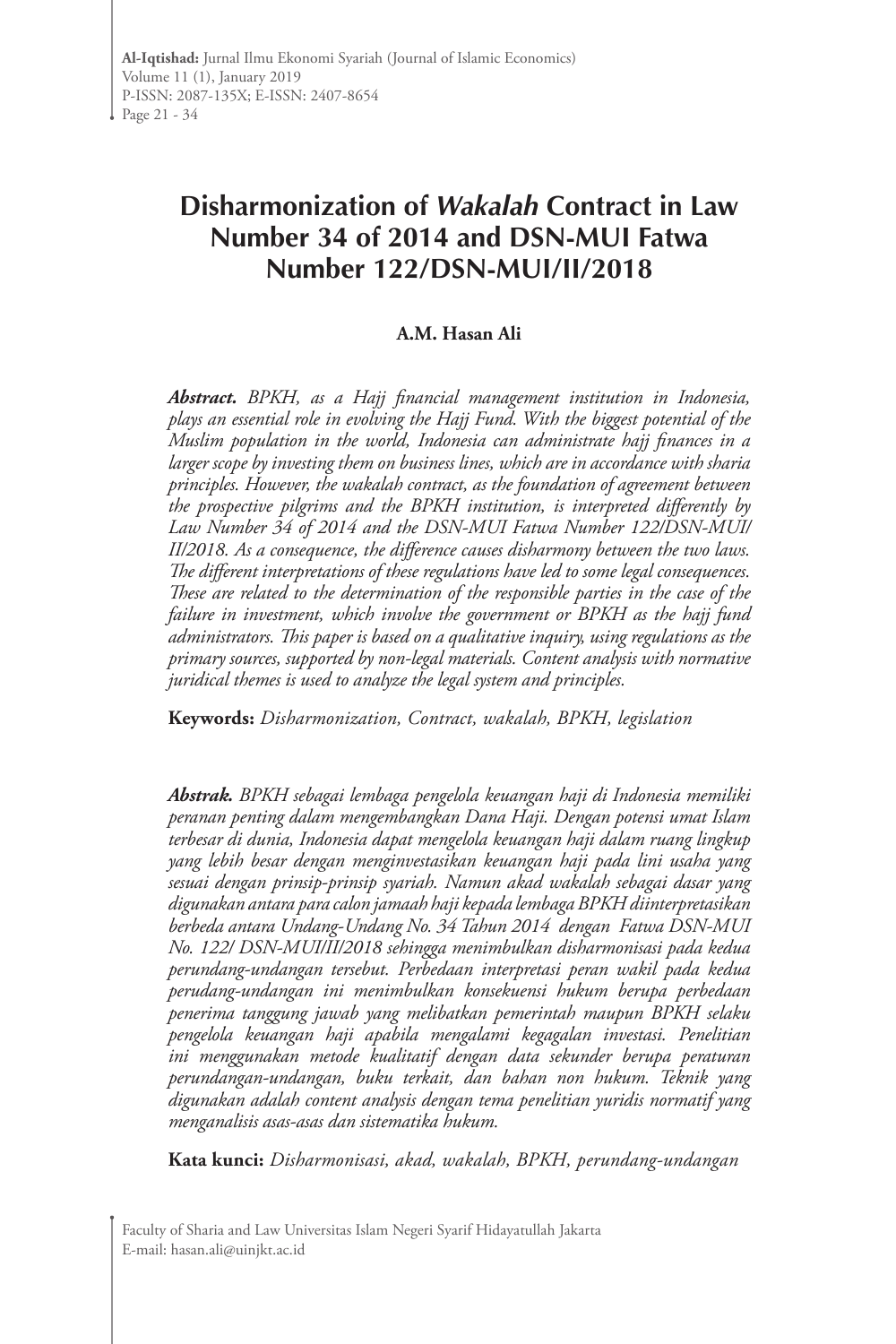# Disharmonization of *Wakalah* Contract in Law Number 34 of 2014 and DSN-MUI Fatwa Number 122/DSN-MUI/II/2018

**A.M. Hasan Ali**

***Abstract.*** *BPKH, as a Hajj financial management institution in Indonesia, plays an essential role in evolving the Hajj Fund. With the biggest potential of the Muslim population in the world, Indonesia can administrate hajj finances in a larger scope by investing them on business lines, which are in accordance with sharia principles. However, the wakalah contract, as the foundation of agreement between the prospective pilgrims and the BPKH institution, is interpreted differently by Law Number 34 of 2014 and the DSN-MUI Fatwa Number 122/DSN-MUI/II/2018. As a consequence, the difference causes disharmony between the two laws. The different interpretations of these regulations have led to some legal consequences. These are related to the determination of the responsible parties in the case of the failure in investment, which involve the government or BPKH as the hajj fund administrators. This paper is based on a qualitative inquiry, using regulations as the primary sources, supported by non-legal materials. Content analysis with normative juridical themes is used to analyze the legal system and principles.*

**Keywords:** *Disharmonization, Contract, wakalah, BPKH, legislation*

***Abstrak.*** *BPKH sebagai lembaga pengelola keuangan haji di Indonesia memiliki peranan penting dalam mengembangkan Dana Haji. Dengan potensi umat Islam terbesar di dunia, Indonesia dapat mengelola keuangan haji dalam ruang lingkup yang lebih besar dengan menginvestasikan keuangan haji pada lini usaha yang sesuai dengan prinsip-prinsip syariah. Namun akad wakalah sebagai dasar yang digunakan antara para calon jamaah haji kepada lembaga BPKH diinterpretasikan berbeda antara Undang-Undang No. 34 Tahun 2014 dengan Fatwa DSN-MUI No. 122/ DSN-MUI/II/2018 sehingga menimbulkan disharmonisasi pada kedua perundang-undangan tersebut. Perbedaan interpretasi peran wakil pada kedua perudang-undangan ini menimbulkan konsekuensi hukum berupa perbedaan penerima tanggung jawab yang melibatkan pemerintah maupun BPKH selaku pengelola keuangan haji apabila mengalami kegagalan investasi. Penelitian ini menggunakan metode kualitatif dengan data sekunder berupa peraturan perundangan-undangan, buku terkait, dan bahan non hukum. Teknik yang digunakan adalah content analysis dengan tema penelitian yuridis normatif yang menganalisis asas-asas dan sistematika hukum.*

**Kata kunci:** *Disharmonisasi, akad, wakalah, BPKH, perundang-undangan*

Faculty of Sharia and Law Universitas Islam Negeri Syarif Hidayatullah Jakarta
E-mail: hasan.ali@uinjkt.ac.id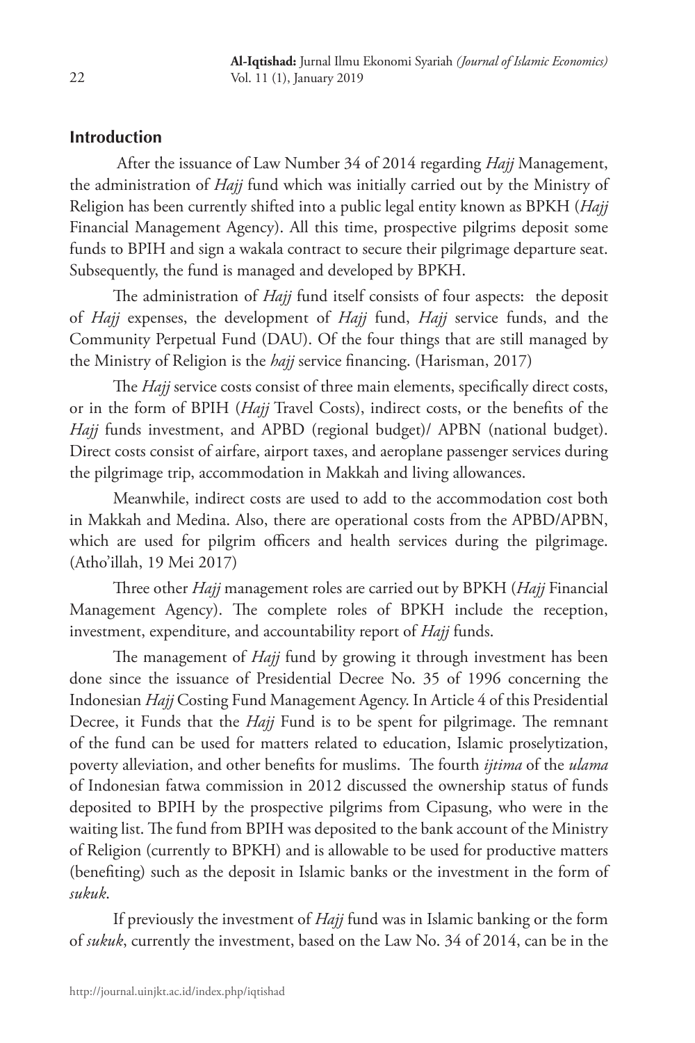## Introduction

After the issuance of Law Number 34 of 2014 regarding *Hajj* Management, the administration of *Hajj* fund which was initially carried out by the Ministry of Religion has been currently shifted into a public legal entity known as BPKH (*Hajj* Financial Management Agency). All this time, prospective pilgrims deposit some funds to BPIH and sign a wakala contract to secure their pilgrimage departure seat. Subsequently, the fund is managed and developed by BPKH.

The administration of *Hajj* fund itself consists of four aspects: the deposit of *Hajj* expenses, the development of *Hajj* fund, *Hajj* service funds, and the Community Perpetual Fund (DAU). Of the four things that are still managed by the Ministry of Religion is the *hajj* service financing. (Harisman, 2017)

The *Hajj* service costs consist of three main elements, specifically direct costs, or in the form of BPIH (*Hajj* Travel Costs), indirect costs, or the benefits of the *Hajj* funds investment, and APBD (regional budget)/ APBN (national budget). Direct costs consist of airfare, airport taxes, and aeroplane passenger services during the pilgrimage trip, accommodation in Makkah and living allowances.

Meanwhile, indirect costs are used to add to the accommodation cost both in Makkah and Medina. Also, there are operational costs from the APBD/APBN, which are used for pilgrim officers and health services during the pilgrimage. (Atho'illah, 19 Mei 2017)

Three other *Hajj* management roles are carried out by BPKH (*Hajj* Financial Management Agency). The complete roles of BPKH include the reception, investment, expenditure, and accountability report of *Hajj* funds.

The management of *Hajj* fund by growing it through investment has been done since the issuance of Presidential Decree No. 35 of 1996 concerning the Indonesian *Hajj* Costing Fund Management Agency. In Article 4 of this Presidential Decree, it Funds that the *Hajj* Fund is to be spent for pilgrimage. The remnant of the fund can be used for matters related to education, Islamic proselytization, poverty alleviation, and other benefits for muslims. The fourth *ijtima* of the *ulama* of Indonesian fatwa commission in 2012 discussed the ownership status of funds deposited to BPIH by the prospective pilgrims from Cipasung, who were in the waiting list. The fund from BPIH was deposited to the bank account of the Ministry of Religion (currently to BPKH) and is allowable to be used for productive matters (benefiting) such as the deposit in Islamic banks or the investment in the form of *sukuk*.

If previously the investment of *Hajj* fund was in Islamic banking or the form of *sukuk*, currently the investment, based on the Law No. 34 of 2014, can be in the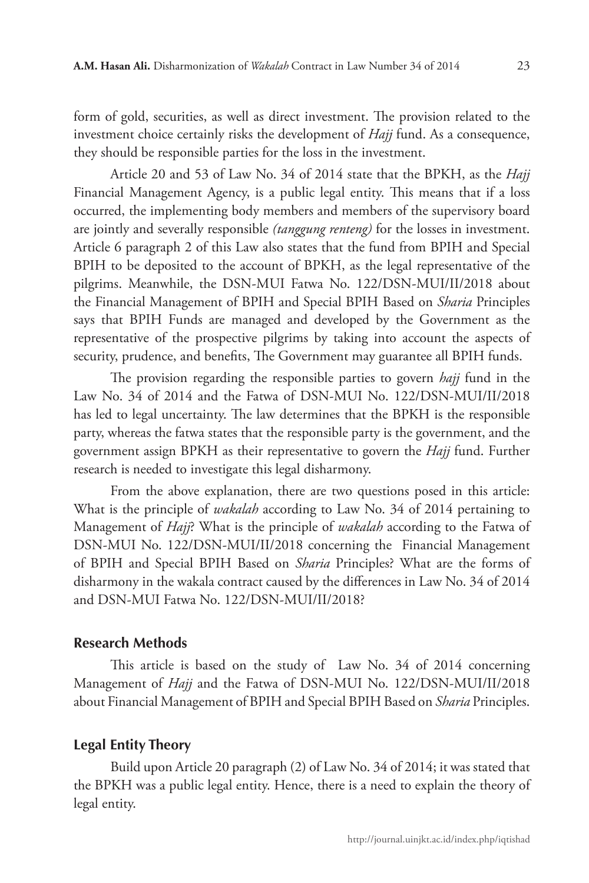form of gold, securities, as well as direct investment. The provision related to the investment choice certainly risks the development of *Hajj* fund. As a consequence, they should be responsible parties for the loss in the investment.

Article 20 and 53 of Law No. 34 of 2014 state that the BPKH, as the *Hajj* Financial Management Agency, is a public legal entity. This means that if a loss occurred, the implementing body members and members of the supervisory board are jointly and severally responsible *(tanggung renteng)* for the losses in investment. Article 6 paragraph 2 of this Law also states that the fund from BPIH and Special BPIH to be deposited to the account of BPKH, as the legal representative of the pilgrims. Meanwhile, the DSN-MUI Fatwa No. 122/DSN-MUI/II/2018 about the Financial Management of BPIH and Special BPIH Based on *Sharia* Principles says that BPIH Funds are managed and developed by the Government as the representative of the prospective pilgrims by taking into account the aspects of security, prudence, and benefits, The Government may guarantee all BPIH funds.

The provision regarding the responsible parties to govern *hajj* fund in the Law No. 34 of 2014 and the Fatwa of DSN-MUI No. 122/DSN-MUI/II/2018 has led to legal uncertainty. The law determines that the BPKH is the responsible party, whereas the fatwa states that the responsible party is the government, and the government assign BPKH as their representative to govern the *Hajj* fund. Further research is needed to investigate this legal disharmony.

From the above explanation, there are two questions posed in this article: What is the principle of *wakalah* according to Law No. 34 of 2014 pertaining to Management of *Hajj*? What is the principle of *wakalah* according to the Fatwa of DSN-MUI No. 122/DSN-MUI/II/2018 concerning the Financial Management of BPIH and Special BPIH Based on *Sharia* Principles? What are the forms of disharmony in the wakala contract caused by the differences in Law No. 34 of 2014 and DSN-MUI Fatwa No. 122/DSN-MUI/II/2018?

## Research Methods

This article is based on the study of Law No. 34 of 2014 concerning Management of *Hajj* and the Fatwa of DSN-MUI No. 122/DSN-MUI/II/2018 about Financial Management of BPIH and Special BPIH Based on *Sharia* Principles.

## Legal Entity Theory

Build upon Article 20 paragraph (2) of Law No. 34 of 2014; it was stated that the BPKH was a public legal entity. Hence, there is a need to explain the theory of legal entity.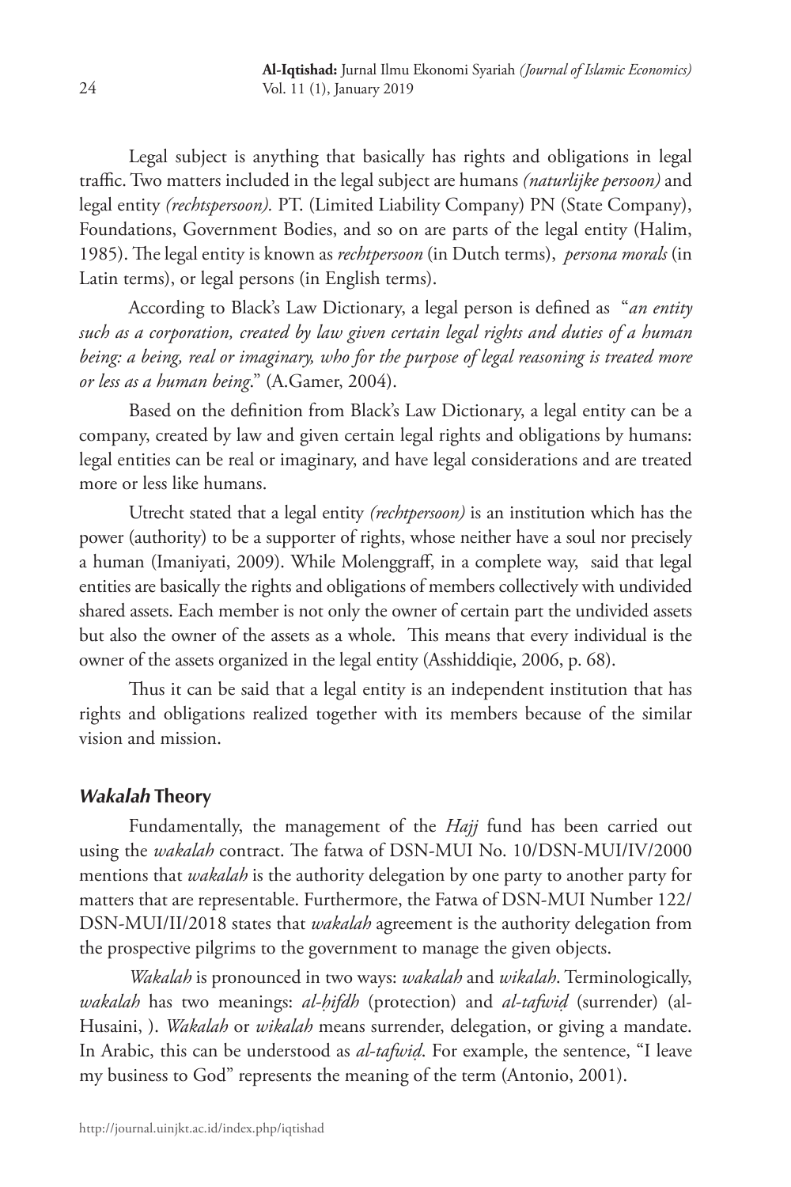Legal subject is anything that basically has rights and obligations in legal traffic. Two matters included in the legal subject are humans *(naturlijke persoon)* and legal entity *(rechtspersoon).* PT. (Limited Liability Company) PN (State Company), Foundations, Government Bodies, and so on are parts of the legal entity (Halim, 1985). The legal entity is known as *rechtpersoon* (in Dutch terms), *persona morals* (in Latin terms), or legal persons (in English terms).

According to Black's Law Dictionary, a legal person is defined as "*an entity such as a corporation, created by law given certain legal rights and duties of a human being: a being, real or imaginary, who for the purpose of legal reasoning is treated more or less as a human being*." (A.Gamer, 2004).

Based on the definition from Black's Law Dictionary, a legal entity can be a company, created by law and given certain legal rights and obligations by humans: legal entities can be real or imaginary, and have legal considerations and are treated more or less like humans.

Utrecht stated that a legal entity *(rechtpersoon)* is an institution which has the power (authority) to be a supporter of rights, whose neither have a soul nor precisely a human (Imaniyati, 2009). While Molenggraff, in a complete way, said that legal entities are basically the rights and obligations of members collectively with undivided shared assets. Each member is not only the owner of certain part the undivided assets but also the owner of the assets as a whole. This means that every individual is the owner of the assets organized in the legal entity (Asshiddiqie, 2006, p. 68).

Thus it can be said that a legal entity is an independent institution that has rights and obligations realized together with its members because of the similar vision and mission.

## *Wakalah* Theory

Fundamentally, the management of the *Hajj* fund has been carried out using the *wakalah* contract. The fatwa of DSN-MUI No. 10/DSN-MUI/IV/2000 mentions that *wakalah* is the authority delegation by one party to another party for matters that are representable. Furthermore, the Fatwa of DSN-MUI Number 122/ DSN-MUI/II/2018 states that *wakalah* agreement is the authority delegation from the prospective pilgrims to the government to manage the given objects.

*Wakalah* is pronounced in two ways: *wakalah* and *wikalah*. Terminologically, *wakalah* has two meanings: *al-ḥifdh* (protection) and *al-tafwiḍ* (surrender) (al-Husaini, ). *Wakalah* or *wikalah* means surrender, delegation, or giving a mandate. In Arabic, this can be understood as *al-tafwiḍ*. For example, the sentence, "I leave my business to God" represents the meaning of the term (Antonio, 2001).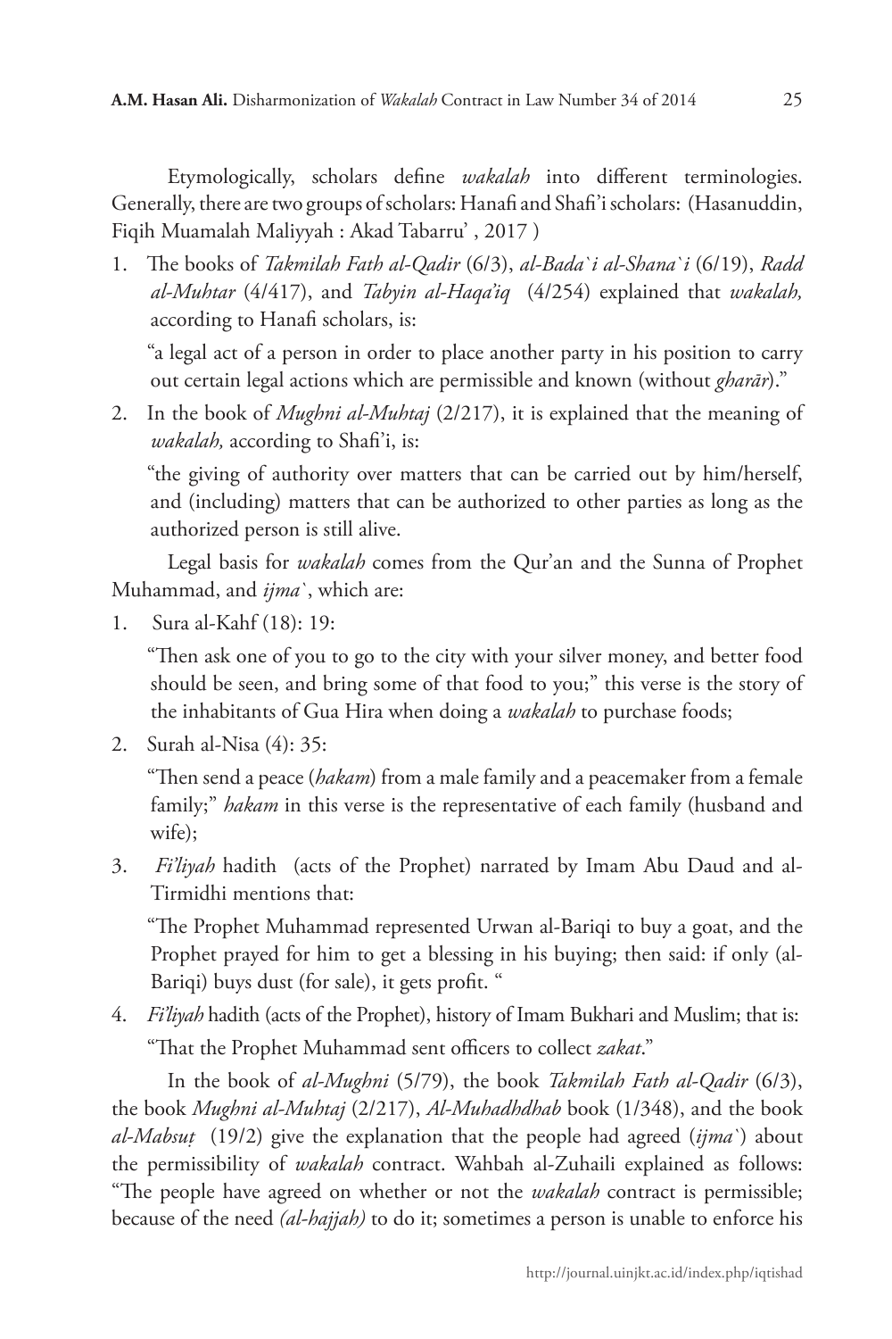Etymologically, scholars define *wakalah* into different terminologies. Generally, there are two groups of scholars: Hanafi and Shafi'i scholars: (Hasanuddin, Fiqih Muamalah Maliyyah : Akad Tabarru' , 2017 )

1. The books of *Takmilah Fath al-Qadir* (6/3), *al-Bada`i al-Shana`i* (6/19), *Radd al-Muhtar* (4/417), and *Tabyin al-Haqa'iq* (4/254) explained that *wakalah,* according to Hanafi scholars, is:

   "a legal act of a person in order to place another party in his position to carry out certain legal actions which are permissible and known (without *gharār*)."

2. In the book of *Mughni al-Muhtaj* (2/217), it is explained that the meaning of *wakalah,* according to Shafi'i, is:

   "the giving of authority over matters that can be carried out by him/herself, and (including) matters that can be authorized to other parties as long as the authorized person is still alive.

Legal basis for *wakalah* comes from the Qur'an and the Sunna of Prophet Muhammad, and *ijma`*, which are:

1. Sura al-Kahf (18): 19:

   "Then ask one of you to go to the city with your silver money, and better food should be seen, and bring some of that food to you;" this verse is the story of the inhabitants of Gua Hira when doing a *wakalah* to purchase foods;

2. Surah al-Nisa (4): 35:

   "Then send a peace (*hakam*) from a male family and a peacemaker from a female family;" *hakam* in this verse is the representative of each family (husband and wife);

3. *Fi'liyah* hadith (acts of the Prophet) narrated by Imam Abu Daud and al-Tirmidhi mentions that:

   "The Prophet Muhammad represented Urwan al-Bariqi to buy a goat, and the Prophet prayed for him to get a blessing in his buying; then said: if only (al-Bariqi) buys dust (for sale), it gets profit. "

4. *Fi'liyah* hadith (acts of the Prophet), history of Imam Bukhari and Muslim; that is:

   "That the Prophet Muhammad sent officers to collect *zakat*."

In the book of *al-Mughni* (5/79), the book *Takmilah Fath al-Qadir* (6/3), the book *Mughni al-Muhtaj* (2/217), *Al-Muhadhdhab* book (1/348), and the book *al-Mabsuṭ* (19/2) give the explanation that the people had agreed (*ijma`*) about the permissibility of *wakalah* contract. Wahbah al-Zuhaili explained as follows: "The people have agreed on whether or not the *wakalah* contract is permissible; because of the need *(al-hajjah)* to do it; sometimes a person is unable to enforce his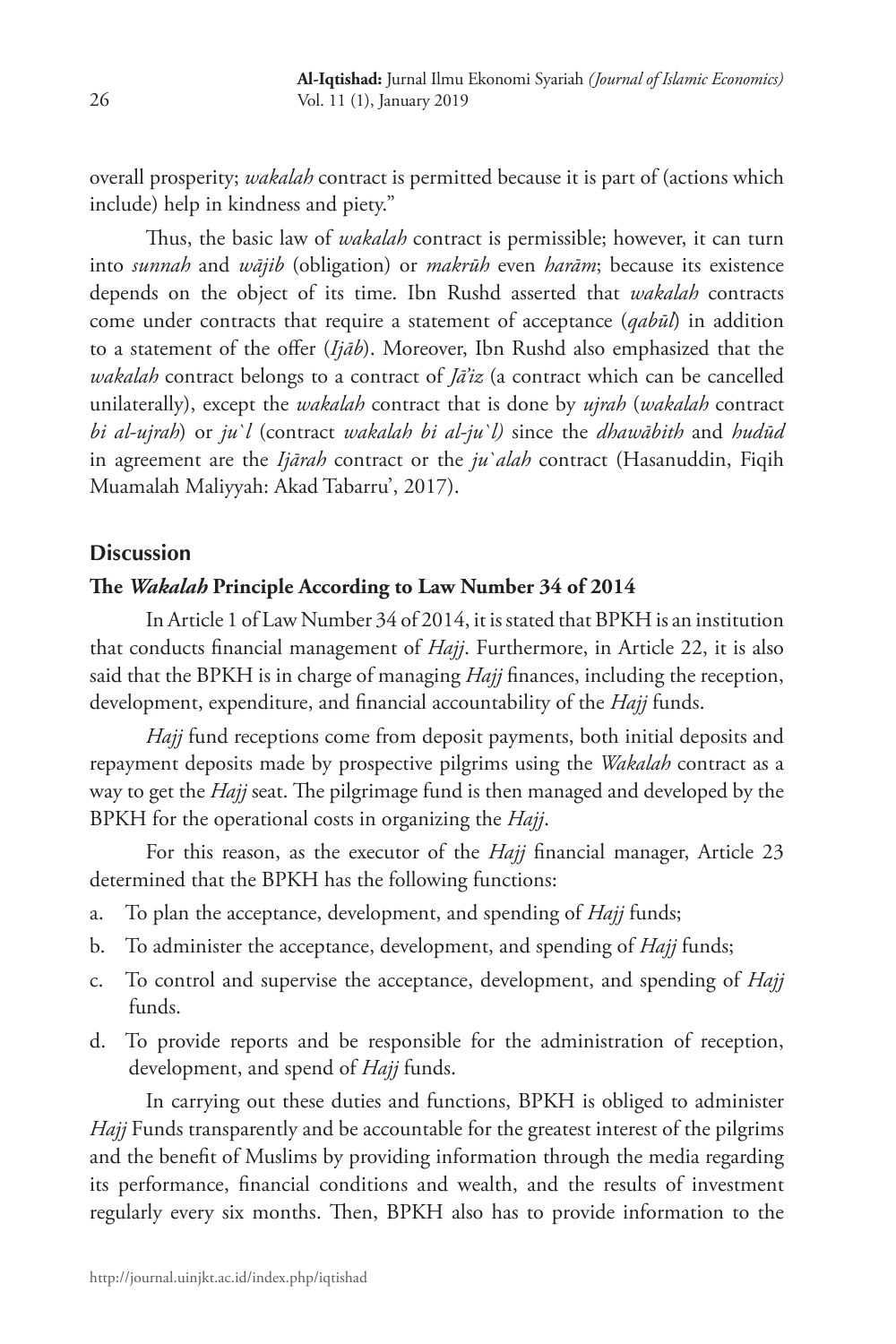overall prosperity; *wakalah* contract is permitted because it is part of (actions which include) help in kindness and piety."

Thus, the basic law of *wakalah* contract is permissible; however, it can turn into *sunnah* and *wājib* (obligation) or *makrūh* even *harām*; because its existence depends on the object of its time. Ibn Rushd asserted that *wakalah* contracts come under contracts that require a statement of acceptance (*qabūl*) in addition to a statement of the offer (*Ijāb*). Moreover, Ibn Rushd also emphasized that the *wakalah* contract belongs to a contract of *Jā'iz* (a contract which can be cancelled unilaterally), except the *wakalah* contract that is done by *ujrah* (*wakalah* contract *bi al-ujrah*) or *ju`l* (contract *wakalah bi al-ju`l)* since the *dhawābith* and *hudūd* in agreement are the *Ijārah* contract or the *ju`alah* contract (Hasanuddin, Fiqih Muamalah Maliyyah: Akad Tabarru', 2017).

## Discussion

### The *Wakalah* Principle According to Law Number 34 of 2014

In Article 1 of Law Number 34 of 2014, it is stated that BPKH is an institution that conducts financial management of *Hajj*. Furthermore, in Article 22, it is also said that the BPKH is in charge of managing *Hajj* finances, including the reception, development, expenditure, and financial accountability of the *Hajj* funds.

*Hajj* fund receptions come from deposit payments, both initial deposits and repayment deposits made by prospective pilgrims using the *Wakalah* contract as a way to get the *Hajj* seat. The pilgrimage fund is then managed and developed by the BPKH for the operational costs in organizing the *Hajj*.

For this reason, as the executor of the *Hajj* financial manager, Article 23 determined that the BPKH has the following functions:

a. To plan the acceptance, development, and spending of *Hajj* funds;
b. To administer the acceptance, development, and spending of *Hajj* funds;
c. To control and supervise the acceptance, development, and spending of *Hajj* funds.
d. To provide reports and be responsible for the administration of reception, development, and spend of *Hajj* funds.

In carrying out these duties and functions, BPKH is obliged to administer *Hajj* Funds transparently and be accountable for the greatest interest of the pilgrims and the benefit of Muslims by providing information through the media regarding its performance, financial conditions and wealth, and the results of investment regularly every six months. Then, BPKH also has to provide information to the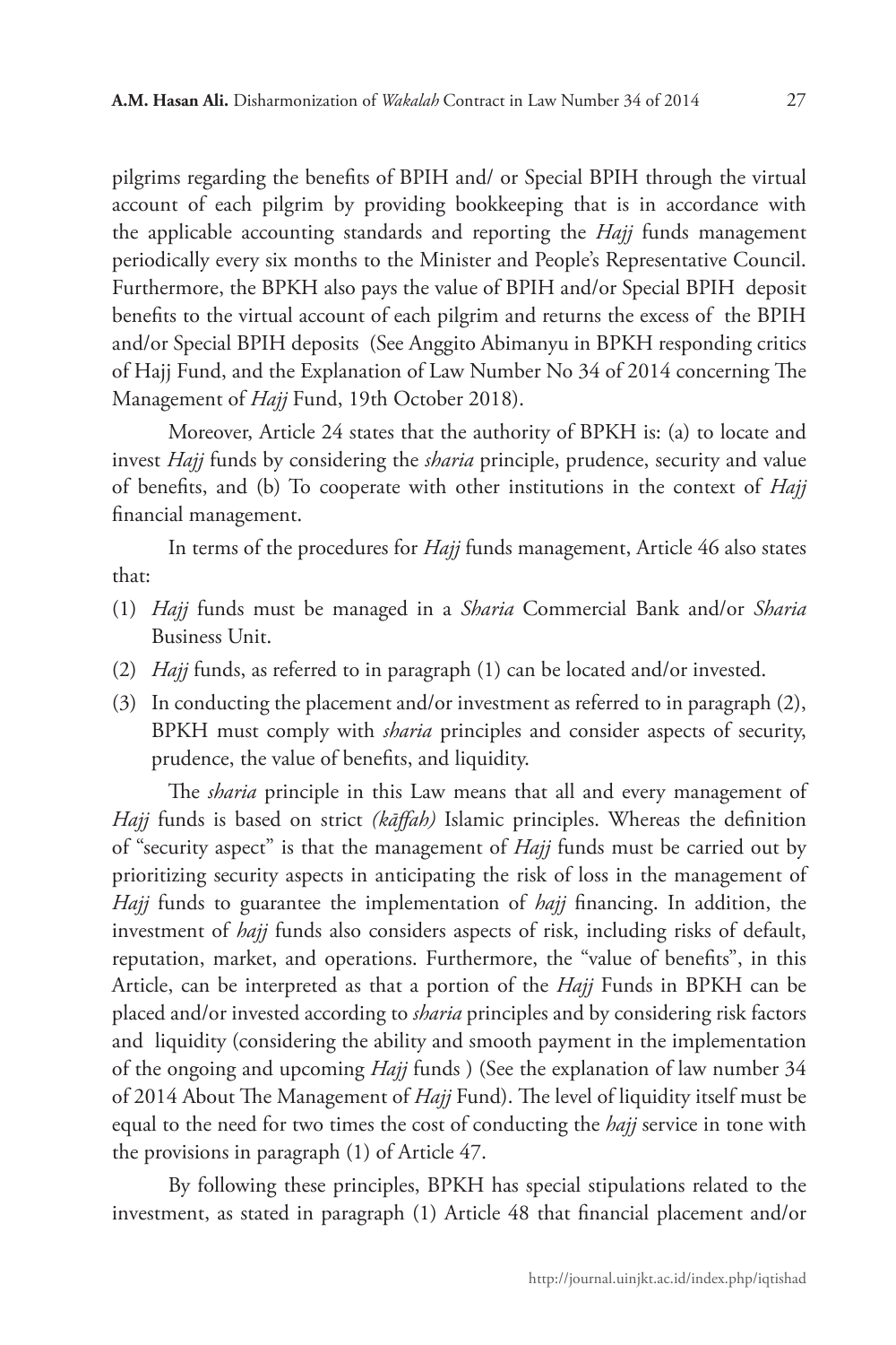pilgrims regarding the benefits of BPIH and/ or Special BPIH through the virtual account of each pilgrim by providing bookkeeping that is in accordance with the applicable accounting standards and reporting the *Hajj* funds management periodically every six months to the Minister and People's Representative Council. Furthermore, the BPKH also pays the value of BPIH and/or Special BPIH deposit benefits to the virtual account of each pilgrim and returns the excess of the BPIH and/or Special BPIH deposits (See Anggito Abimanyu in BPKH responding critics of Hajj Fund, and the Explanation of Law Number No 34 of 2014 concerning The Management of *Hajj* Fund, 19th October 2018).

Moreover, Article 24 states that the authority of BPKH is: (a) to locate and invest *Hajj* funds by considering the *sharia* principle, prudence, security and value of benefits, and (b) To cooperate with other institutions in the context of *Hajj* financial management.

In terms of the procedures for *Hajj* funds management, Article 46 also states that:

(1) *Hajj* funds must be managed in a *Sharia* Commercial Bank and/or *Sharia* Business Unit.
(2) *Hajj* funds, as referred to in paragraph (1) can be located and/or invested.
(3) In conducting the placement and/or investment as referred to in paragraph (2), BPKH must comply with *sharia* principles and consider aspects of security, prudence, the value of benefits, and liquidity.

The *sharia* principle in this Law means that all and every management of *Hajj* funds is based on strict *(kāffah)* Islamic principles. Whereas the definition of "security aspect" is that the management of *Hajj* funds must be carried out by prioritizing security aspects in anticipating the risk of loss in the management of *Hajj* funds to guarantee the implementation of *hajj* financing. In addition, the investment of *hajj* funds also considers aspects of risk, including risks of default, reputation, market, and operations. Furthermore, the "value of benefits", in this Article, can be interpreted as that a portion of the *Hajj* Funds in BPKH can be placed and/or invested according to *sharia* principles and by considering risk factors and liquidity (considering the ability and smooth payment in the implementation of the ongoing and upcoming *Hajj* funds ) (See the explanation of law number 34 of 2014 About The Management of *Hajj* Fund). The level of liquidity itself must be equal to the need for two times the cost of conducting the *hajj* service in tone with the provisions in paragraph (1) of Article 47.

By following these principles, BPKH has special stipulations related to the investment, as stated in paragraph (1) Article 48 that financial placement and/or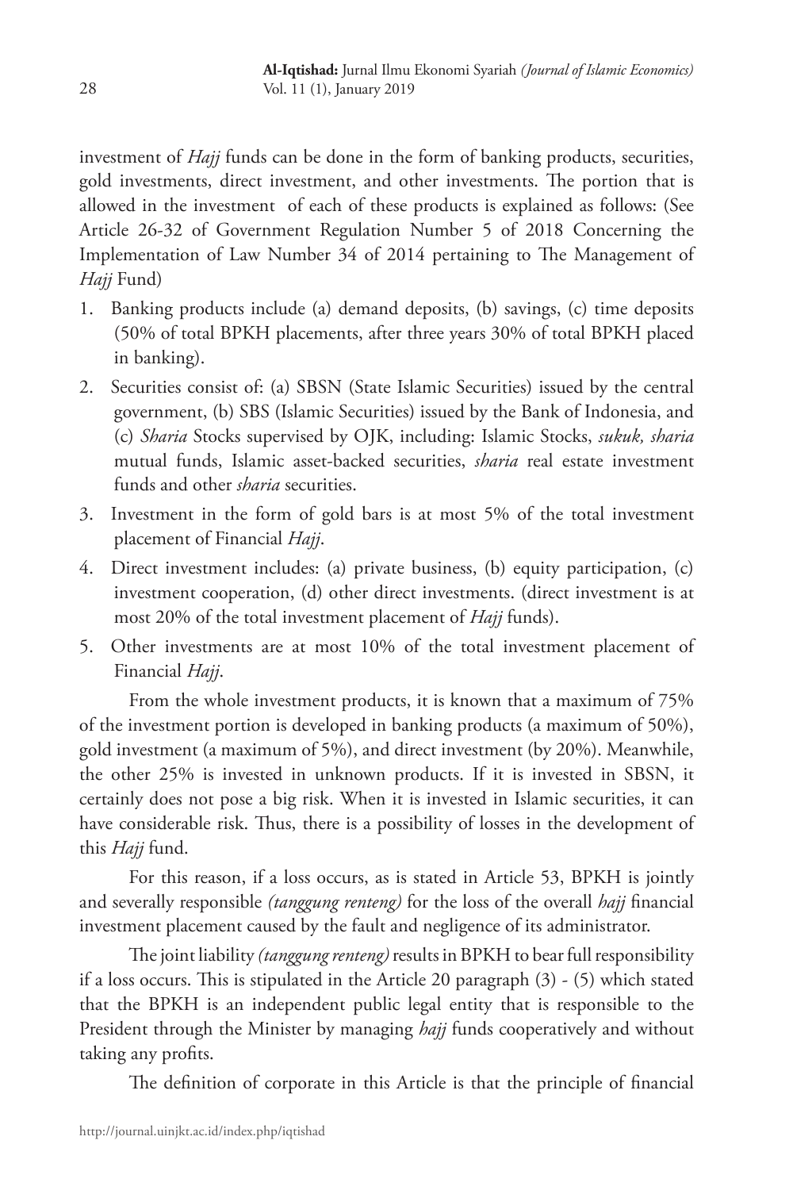investment of *Hajj* funds can be done in the form of banking products, securities, gold investments, direct investment, and other investments. The portion that is allowed in the investment  of each of these products is explained as follows: (See Article 26-32 of Government Regulation Number 5 of 2018 Concerning the Implementation of Law Number 34 of 2014 pertaining to The Management of *Hajj* Fund)

1. Banking products include (a) demand deposits, (b) savings, (c) time deposits (50% of total BPKH placements, after three years 30% of total BPKH placed in banking).
2. Securities consist of: (a) SBSN (State Islamic Securities) issued by the central government, (b) SBS (Islamic Securities) issued by the Bank of Indonesia, and (c) *Sharia* Stocks supervised by OJK, including: Islamic Stocks, *sukuk, sharia* mutual funds, Islamic asset-backed securities, *sharia* real estate investment funds and other *sharia* securities.
3. Investment in the form of gold bars is at most 5% of the total investment placement of Financial *Hajj*.
4. Direct investment includes: (a) private business, (b) equity participation, (c) investment cooperation, (d) other direct investments. (direct investment is at most 20% of the total investment placement of *Hajj* funds).
5. Other investments are at most 10% of the total investment placement of Financial *Hajj*.

From the whole investment products, it is known that a maximum of 75% of the investment portion is developed in banking products (a maximum of 50%), gold investment (a maximum of 5%), and direct investment (by 20%). Meanwhile, the other 25% is invested in unknown products. If it is invested in SBSN, it certainly does not pose a big risk. When it is invested in Islamic securities, it can have considerable risk. Thus, there is a possibility of losses in the development of this *Hajj* fund.

For this reason, if a loss occurs, as is stated in Article 53, BPKH is jointly and severally responsible *(tanggung renteng)* for the loss of the overall *hajj* financial investment placement caused by the fault and negligence of its administrator.

The joint liability *(tanggung renteng)* results in BPKH to bear full responsibility if a loss occurs. This is stipulated in the Article 20 paragraph (3) - (5) which stated that the BPKH is an independent public legal entity that is responsible to the President through the Minister by managing *hajj* funds cooperatively and without taking any profits.

The definition of corporate in this Article is that the principle of financial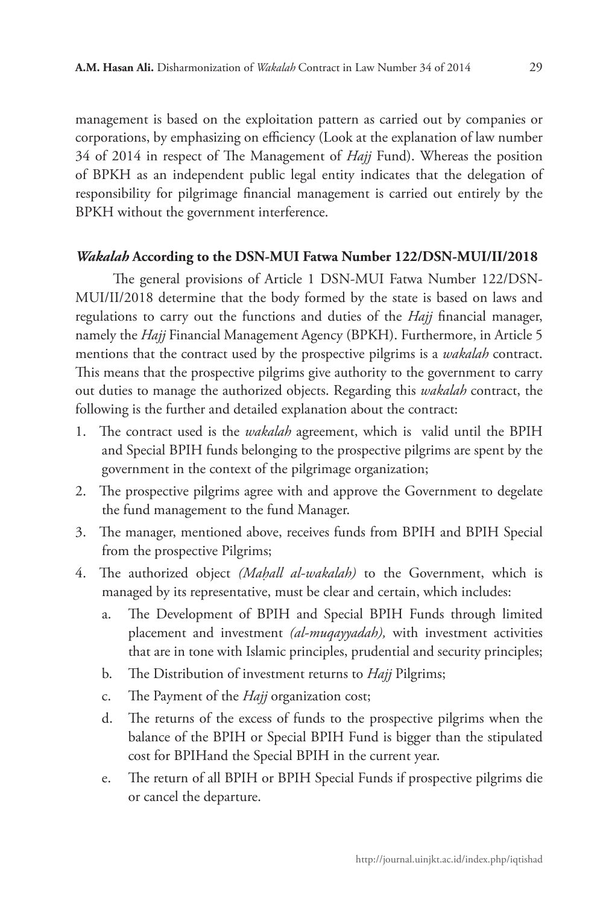management is based on the exploitation pattern as carried out by companies or corporations, by emphasizing on efficiency (Look at the explanation of law number 34 of 2014 in respect of The Management of *Hajj* Fund). Whereas the position of BPKH as an independent public legal entity indicates that the delegation of responsibility for pilgrimage financial management is carried out entirely by the BPKH without the government interference.

### ***Wakalah*** **According to the DSN-MUI Fatwa Number 122/DSN-MUI/II/2018**

The general provisions of Article 1 DSN-MUI Fatwa Number 122/DSN-MUI/II/2018 determine that the body formed by the state is based on laws and regulations to carry out the functions and duties of the *Hajj* financial manager, namely the *Hajj* Financial Management Agency (BPKH). Furthermore, in Article 5 mentions that the contract used by the prospective pilgrims is a *wakalah* contract. This means that the prospective pilgrims give authority to the government to carry out duties to manage the authorized objects. Regarding this *wakalah* contract, the following is the further and detailed explanation about the contract:

1. The contract used is the *wakalah* agreement, which is valid until the BPIH and Special BPIH funds belonging to the prospective pilgrims are spent by the government in the context of the pilgrimage organization;
2. The prospective pilgrims agree with and approve the Government to degelate the fund management to the fund Manager.
3. The manager, mentioned above, receives funds from BPIH and BPIH Special from the prospective Pilgrims;
4. The authorized object *(Maḥall al-wakalah)* to the Government, which is managed by its representative, must be clear and certain, which includes:
   a. The Development of BPIH and Special BPIH Funds through limited placement and investment *(al-muqayyadah),* with investment activities that are in tone with Islamic principles, prudential and security principles;
   b. The Distribution of investment returns to *Hajj* Pilgrims;
   c. The Payment of the *Hajj* organization cost;
   d. The returns of the excess of funds to the prospective pilgrims when the balance of the BPIH or Special BPIH Fund is bigger than the stipulated cost for BPIHand the Special BPIH in the current year.
   e. The return of all BPIH or BPIH Special Funds if prospective pilgrims die or cancel the departure.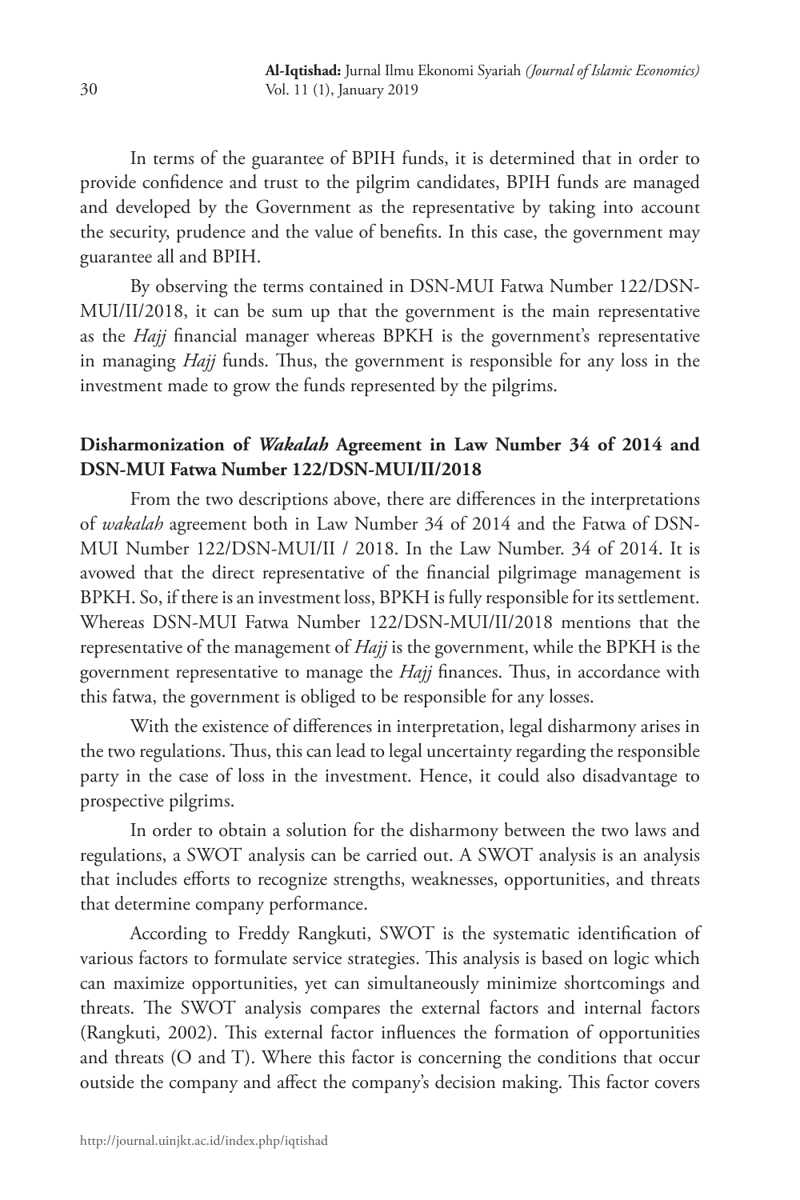In terms of the guarantee of BPIH funds, it is determined that in order to provide confidence and trust to the pilgrim candidates, BPIH funds are managed and developed by the Government as the representative by taking into account the security, prudence and the value of benefits. In this case, the government may guarantee all and BPIH.

By observing the terms contained in DSN-MUI Fatwa Number 122/DSN-MUI/II/2018, it can be sum up that the government is the main representative as the *Hajj* financial manager whereas BPKH is the government's representative in managing *Hajj* funds. Thus, the government is responsible for any loss in the investment made to grow the funds represented by the pilgrims.

## Disharmonization of *Wakalah* Agreement in Law Number 34 of 2014 and DSN-MUI Fatwa Number 122/DSN-MUI/II/2018

From the two descriptions above, there are differences in the interpretations of *wakalah* agreement both in Law Number 34 of 2014 and the Fatwa of DSN-MUI Number 122/DSN-MUI/II / 2018. In the Law Number. 34 of 2014. It is avowed that the direct representative of the financial pilgrimage management is BPKH. So, if there is an investment loss, BPKH is fully responsible for its settlement. Whereas DSN-MUI Fatwa Number 122/DSN-MUI/II/2018 mentions that the representative of the management of *Hajj* is the government, while the BPKH is the government representative to manage the *Hajj* finances. Thus, in accordance with this fatwa, the government is obliged to be responsible for any losses.

With the existence of differences in interpretation, legal disharmony arises in the two regulations. Thus, this can lead to legal uncertainty regarding the responsible party in the case of loss in the investment. Hence, it could also disadvantage to prospective pilgrims.

In order to obtain a solution for the disharmony between the two laws and regulations, a SWOT analysis can be carried out. A SWOT analysis is an analysis that includes efforts to recognize strengths, weaknesses, opportunities, and threats that determine company performance.

According to Freddy Rangkuti, SWOT is the systematic identification of various factors to formulate service strategies. This analysis is based on logic which can maximize opportunities, yet can simultaneously minimize shortcomings and threats. The SWOT analysis compares the external factors and internal factors (Rangkuti, 2002). This external factor influences the formation of opportunities and threats (O and T). Where this factor is concerning the conditions that occur outside the company and affect the company's decision making. This factor covers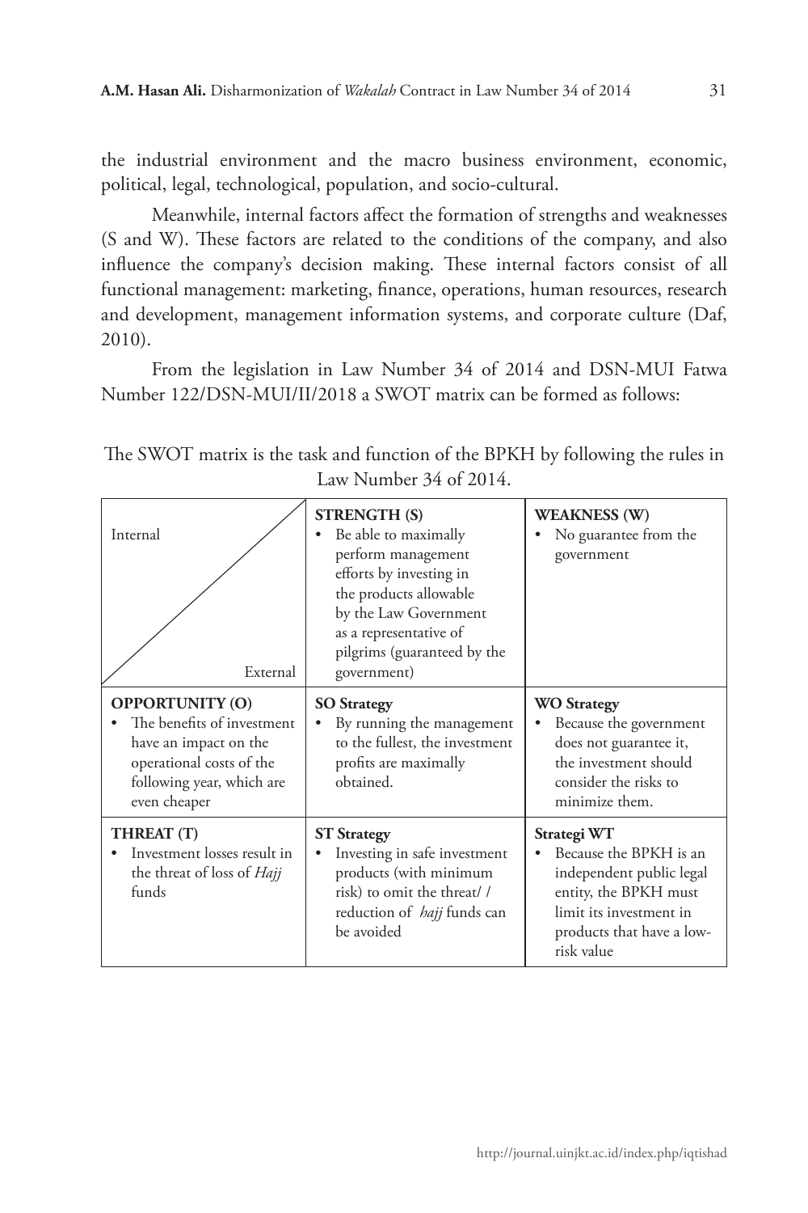the industrial environment and the macro business environment, economic, political, legal, technological, population, and socio-cultural.

Meanwhile, internal factors affect the formation of strengths and weaknesses (S and W). These factors are related to the conditions of the company, and also influence the company's decision making. These internal factors consist of all functional management: marketing, finance, operations, human resources, research and development, management information systems, and corporate culture (Daf, 2010).

From the legislation in Law Number 34 of 2014 and DSN-MUI Fatwa Number 122/DSN-MUI/II/2018 a SWOT matrix can be formed as follows:

The SWOT matrix is the task and function of the BPKH by following the rules in Law Number 34 of 2014.

| Internal / External | **STRENGTH (S)**<br>• Be able to maximally perform management efforts by investing in the products allowable by the Law Government as a representative of pilgrims (guaranteed by the government) | **WEAKNESS (W)**<br>• No guarantee from the government |
|---|---|---|
| **OPPORTUNITY (O)**<br>• The benefits of investment have an impact on the operational costs of the following year, which are even cheaper | **SO Strategy**<br>• By running the management to the fullest, the investment profits are maximally obtained. | **WO Strategy**<br>• Because the government does not guarantee it, the investment should consider the risks to minimize them. |
| **THREAT (T)**<br>• Investment losses result in the threat of loss of *Hajj* funds | **ST Strategy**<br>• Investing in safe investment products (with minimum risk) to omit the threat/ / reduction of *hajj* funds can be avoided | **Strategi WT**<br>• Because the BPKH is an independent public legal entity, the BPKH must limit its investment in products that have a low-risk value |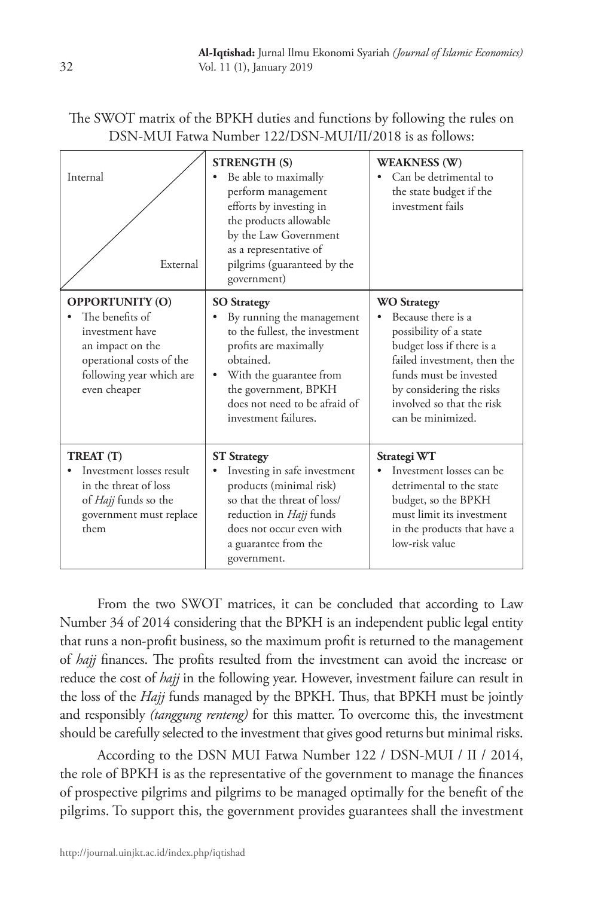The SWOT matrix of the BPKH duties and functions by following the rules on DSN-MUI Fatwa Number 122/DSN-MUI/II/2018 is as follows:

| Internal / External | **STRENGTH (S)**<br>• Be able to maximally perform management efforts by investing in the products allowable by the Law Government as a representative of pilgrims (guaranteed by the government) | **WEAKNESS (W)**<br>• Can be detrimental to the state budget if the investment fails |
|---|---|---|
| **OPPORTUNITY (O)**<br>• The benefits of investment have an impact on the operational costs of the following year which are even cheaper | **SO Strategy**<br>• By running the management to the fullest, the investment profits are maximally obtained.<br>• With the guarantee from the government, BPKH does not need to be afraid of investment failures. | **WO Strategy**<br>• Because there is a possibility of a state budget loss if there is a failed investment, then the funds must be invested by considering the risks involved so that the risk can be minimized. |
| **TREAT (T)**<br>• Investment losses result in the threat of loss of *Hajj* funds so the government must replace them | **ST Strategy**<br>• Investing in safe investment products (minimal risk) so that the threat of loss/ reduction in *Hajj* funds does not occur even with a guarantee from the government. | **Strategi WT**<br>• Investment losses can be detrimental to the state budget, so the BPKH must limit its investment in the products that have a low-risk value |

From the two SWOT matrices, it can be concluded that according to Law Number 34 of 2014 considering that the BPKH is an independent public legal entity that runs a non-profit business, so the maximum profit is returned to the management of *hajj* finances. The profits resulted from the investment can avoid the increase or reduce the cost of *hajj* in the following year. However, investment failure can result in the loss of the *Hajj* funds managed by the BPKH. Thus, that BPKH must be jointly and responsibly *(tanggung renteng)* for this matter. To overcome this, the investment should be carefully selected to the investment that gives good returns but minimal risks.

According to the DSN MUI Fatwa Number 122 / DSN-MUI / II / 2014, the role of BPKH is as the representative of the government to manage the finances of prospective pilgrims and pilgrims to be managed optimally for the benefit of the pilgrims. To support this, the government provides guarantees shall the investment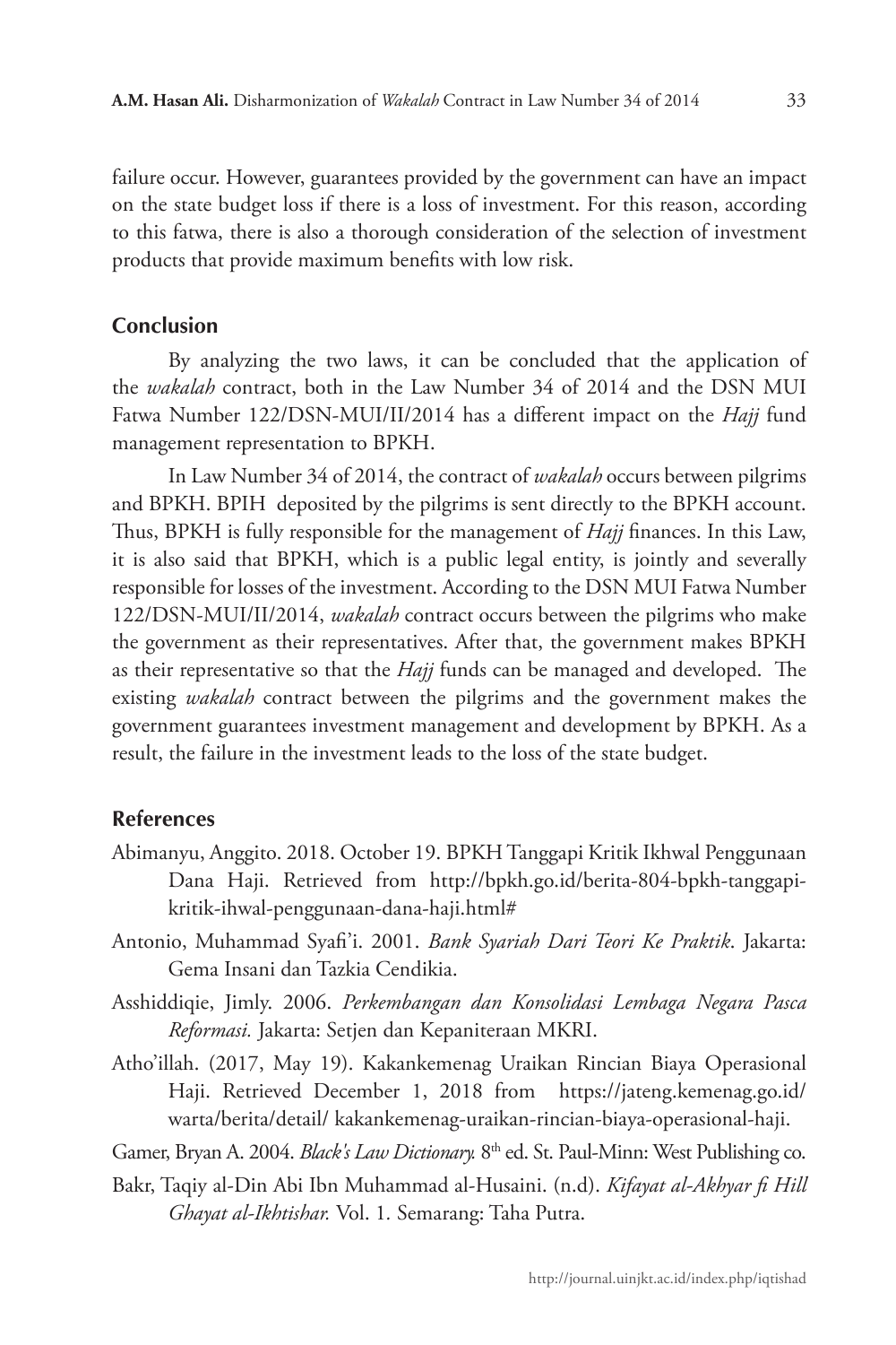failure occur. However, guarantees provided by the government can have an impact on the state budget loss if there is a loss of investment. For this reason, according to this fatwa, there is also a thorough consideration of the selection of investment products that provide maximum benefits with low risk.

## Conclusion

By analyzing the two laws, it can be concluded that the application of the *wakalah* contract, both in the Law Number 34 of 2014 and the DSN MUI Fatwa Number 122/DSN-MUI/II/2014 has a different impact on the *Hajj* fund management representation to BPKH.

In Law Number 34 of 2014, the contract of *wakalah* occurs between pilgrims and BPKH. BPIH deposited by the pilgrims is sent directly to the BPKH account. Thus, BPKH is fully responsible for the management of *Hajj* finances. In this Law, it is also said that BPKH, which is a public legal entity, is jointly and severally responsible for losses of the investment. According to the DSN MUI Fatwa Number 122/DSN-MUI/II/2014, *wakalah* contract occurs between the pilgrims who make the government as their representatives. After that, the government makes BPKH as their representative so that the *Hajj* funds can be managed and developed. The existing *wakalah* contract between the pilgrims and the government makes the government guarantees investment management and development by BPKH. As a result, the failure in the investment leads to the loss of the state budget.

## References

Abimanyu, Anggito. 2018. October 19. BPKH Tanggapi Kritik Ikhwal Penggunaan Dana Haji. Retrieved from http://bpkh.go.id/berita-804-bpkh-tanggapi-kritik-ihwal-penggunaan-dana-haji.html#

Antonio, Muhammad Syafi'i. 2001. *Bank Syariah Dari Teori Ke Praktik*. Jakarta: Gema Insani dan Tazkia Cendikia.

Asshiddiqie, Jimly. 2006. *Perkembangan dan Konsolidasi Lembaga Negara Pasca Reformasi.* Jakarta: Setjen dan Kepaniteraan MKRI.

Atho'illah. (2017, May 19). Kakankemenag Uraikan Rincian Biaya Operasional Haji. Retrieved December 1, 2018 from https://jateng.kemenag.go.id/warta/berita/detail/ kakankemenag-uraikan-rincian-biaya-operasional-haji.

Gamer, Bryan A. 2004. *Black's Law Dictionary.* 8th ed. St. Paul-Minn: West Publishing co.

Bakr, Taqiy al-Din Abi Ibn Muhammad al-Husaini. (n.d). *Kifayat al-Akhyar fi Hill Ghayat al-Ikhtishar.* Vol. 1. Semarang: Taha Putra.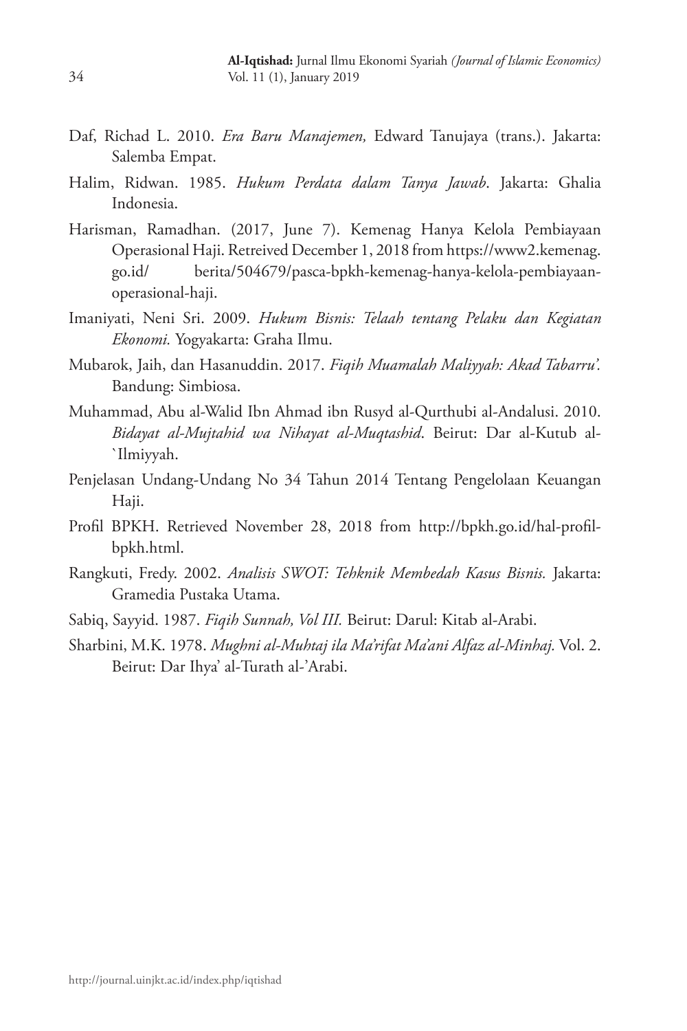Daf, Richad L. 2010. *Era Baru Manajemen,* Edward Tanujaya (trans.). Jakarta: Salemba Empat.

Halim, Ridwan. 1985. *Hukum Perdata dalam Tanya Jawab*. Jakarta: Ghalia Indonesia.

Harisman, Ramadhan. (2017, June 7). Kemenag Hanya Kelola Pembiayaan Operasional Haji. Retreived December 1, 2018 from https://www2.kemenag.go.id/ berita/504679/pasca-bpkh-kemenag-hanya-kelola-pembiayaan-operasional-haji.

Imaniyati, Neni Sri. 2009. *Hukum Bisnis: Telaah tentang Pelaku dan Kegiatan Ekonomi.* Yogyakarta: Graha Ilmu.

Mubarok, Jaih, dan Hasanuddin. 2017. *Fiqih Muamalah Maliyyah: Akad Tabarru'.* Bandung: Simbiosa.

Muhammad, Abu al-Walid Ibn Ahmad ibn Rusyd al-Qurthubi al-Andalusi. 2010. *Bidayat al-Mujtahid wa Nihayat al-Muqtashid*. Beirut: Dar al-Kutub al-`Ilmiyyah.

Penjelasan Undang-Undang No 34 Tahun 2014 Tentang Pengelolaan Keuangan Haji.

Profil BPKH. Retrieved November 28, 2018 from http://bpkh.go.id/hal-profil-bpkh.html.

Rangkuti, Fredy. 2002. *Analisis SWOT: Tehknik Membedah Kasus Bisnis.* Jakarta: Gramedia Pustaka Utama.

Sabiq, Sayyid. 1987. *Fiqih Sunnah, Vol III.* Beirut: Darul: Kitab al-Arabi.

Sharbini, M.K. 1978. *Mughni al-Muhtaj ila Ma'rifat Ma'ani Alfaz al-Minhaj.* Vol. 2. Beirut: Dar Ihya' al-Turath al-'Arabi.